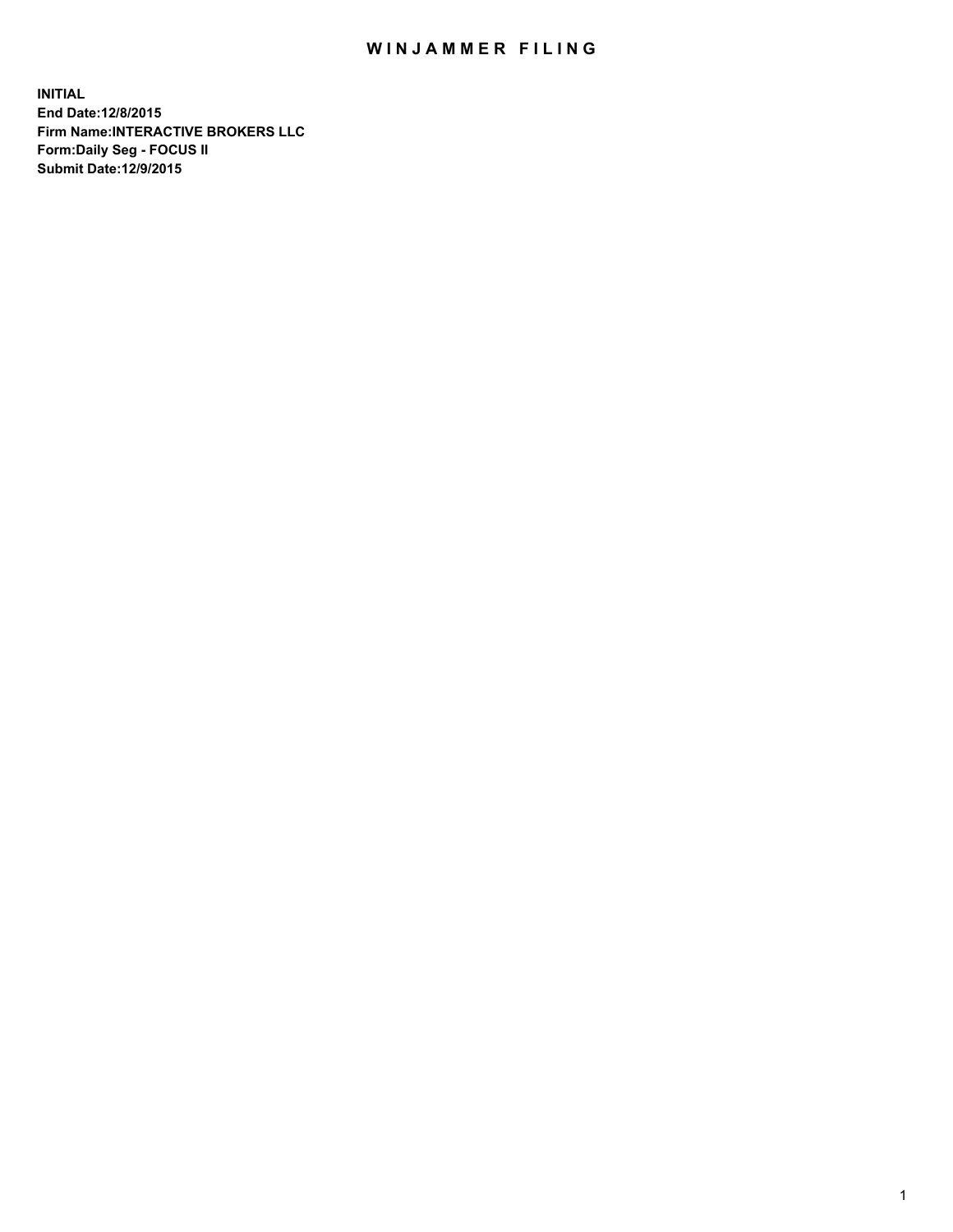# WINJAMMER FILING

**INITIAL**
**End Date:12/8/2015**
**Firm Name:INTERACTIVE BROKERS LLC**
**Form:Daily Seg - FOCUS II**
**Submit Date:12/9/2015**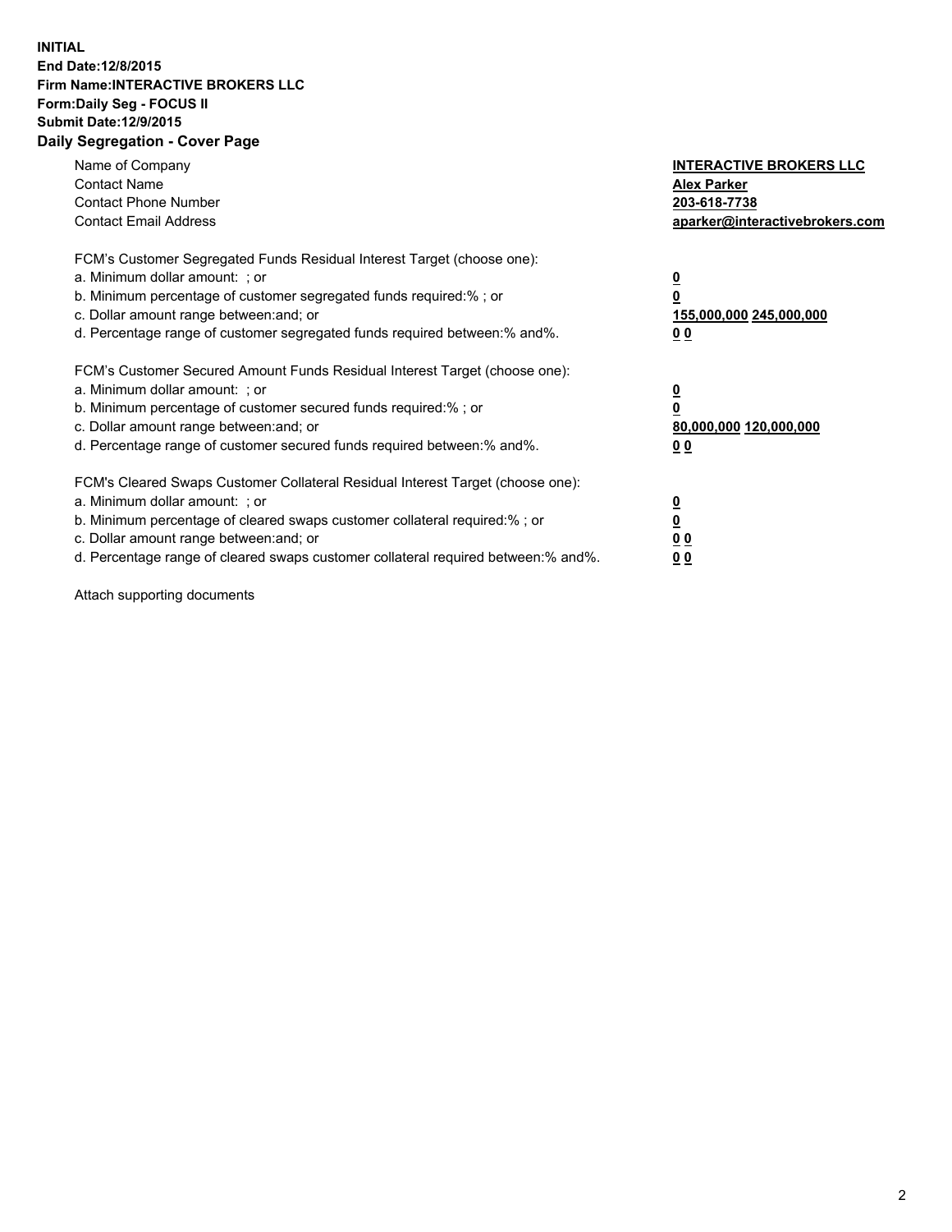**INITIAL**
**End Date:12/8/2015**
**Firm Name:INTERACTIVE BROKERS LLC**
**Form:Daily Seg - FOCUS II**
**Submit Date:12/9/2015**
**Daily Segregation - Cover Page**

| | |
|---|---|
| Name of Company | **INTERACTIVE BROKERS LLC** |
| Contact Name | **Alex Parker** |
| Contact Phone Number | **203-618-7738** |
| Contact Email Address | **aparker@interactivebrokers.com** |

FCM's Customer Segregated Funds Residual Interest Target (choose one):

| | |
|---|---|
| a. Minimum dollar amount: ; or | **0** |
| b. Minimum percentage of customer segregated funds required:% ; or | **0** |
| c. Dollar amount range between:and; or | **155,000,000 245,000,000** |
| d. Percentage range of customer segregated funds required between:% and%. | **0 0** |

FCM's Customer Secured Amount Funds Residual Interest Target (choose one):

| | |
|---|---|
| a. Minimum dollar amount: ; or | **0** |
| b. Minimum percentage of customer secured funds required:% ; or | **0** |
| c. Dollar amount range between:and; or | **80,000,000 120,000,000** |
| d. Percentage range of customer secured funds required between:% and%. | **0 0** |

FCM's Cleared Swaps Customer Collateral Residual Interest Target (choose one):

| | |
|---|---|
| a. Minimum dollar amount: ; or | **0** |
| b. Minimum percentage of cleared swaps customer collateral required:% ; or | **0** |
| c. Dollar amount range between:and; or | **0 0** |
| d. Percentage range of cleared swaps customer collateral required between:% and%. | **0 0** |

Attach supporting documents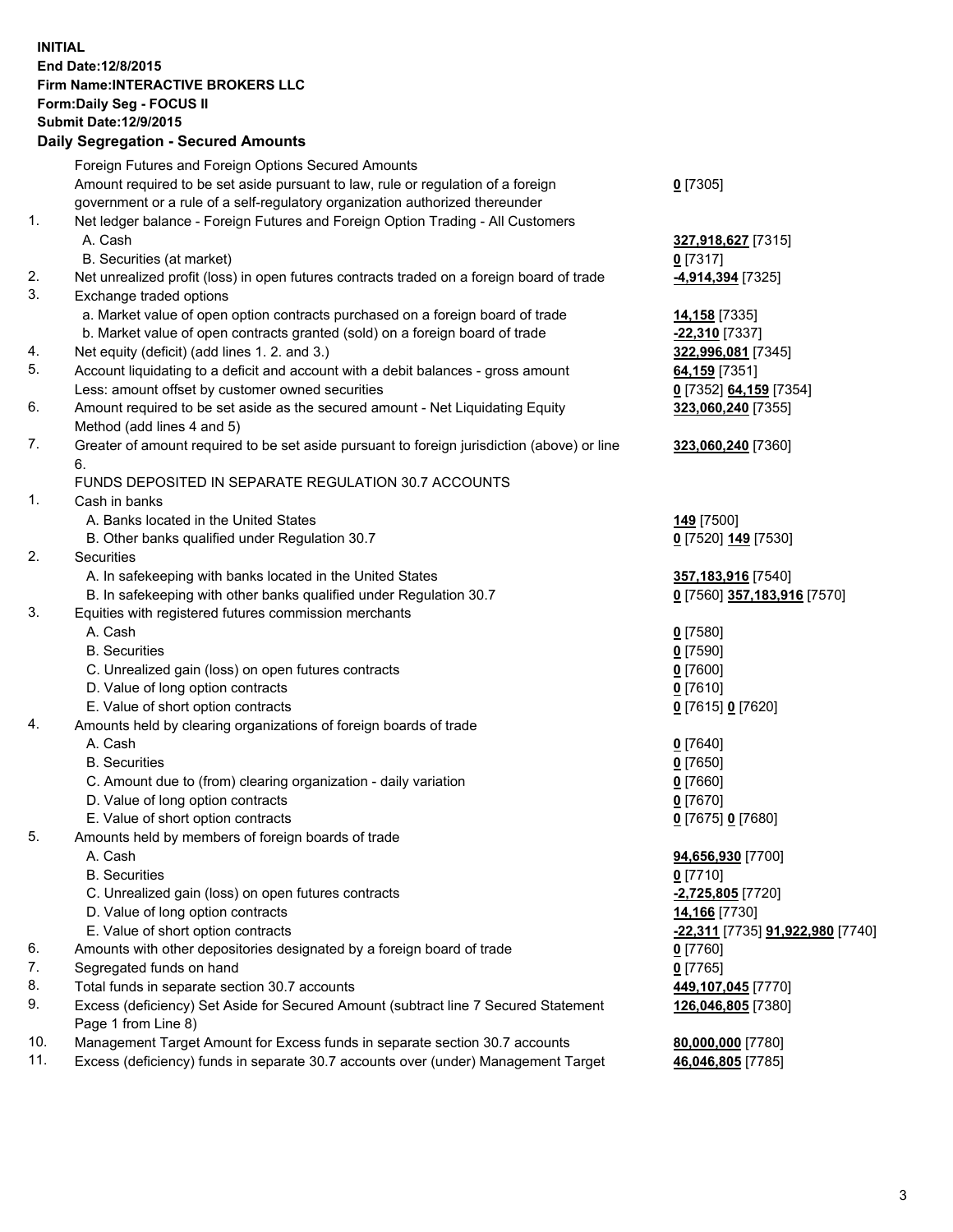**INITIAL**
**End Date:12/8/2015**
**Firm Name:INTERACTIVE BROKERS LLC**
**Form:Daily Seg - FOCUS II**
**Submit Date:12/9/2015**

**Daily Segregation - Secured Amounts**

| | | |
|---|---|---|
| | Foreign Futures and Foreign Options Secured Amounts | |
| | Amount required to be set aside pursuant to law, rule or regulation of a foreign government or a rule of a self-regulatory organization authorized thereunder | **0** [7305] |
| 1. | Net ledger balance - Foreign Futures and Foreign Option Trading - All Customers | |
| | A. Cash | **327,918,627** [7315] |
| | B. Securities (at market) | **0** [7317] |
| 2. | Net unrealized profit (loss) in open futures contracts traded on a foreign board of trade | **-4,914,394** [7325] |
| 3. | Exchange traded options | |
| | a. Market value of open option contracts purchased on a foreign board of trade | **14,158** [7335] |
| | b. Market value of open contracts granted (sold) on a foreign board of trade | **-22,310** [7337] |
| 4. | Net equity (deficit) (add lines 1. 2. and 3.) | **322,996,081** [7345] |
| 5. | Account liquidating to a deficit and account with a debit balances - gross amount | **64,159** [7351] |
| | Less: amount offset by customer owned securities | **0** [7352] **64,159** [7354] |
| 6. | Amount required to be set aside as the secured amount - Net Liquidating Equity Method (add lines 4 and 5) | **323,060,240** [7355] |
| 7. | Greater of amount required to be set aside pursuant to foreign jurisdiction (above) or line 6. | **323,060,240** [7360] |
| | FUNDS DEPOSITED IN SEPARATE REGULATION 30.7 ACCOUNTS | |
| 1. | Cash in banks | |
| | A. Banks located in the United States | **149** [7500] |
| | B. Other banks qualified under Regulation 30.7 | **0** [7520] **149** [7530] |
| 2. | Securities | |
| | A. In safekeeping with banks located in the United States | **357,183,916** [7540] |
| | B. In safekeeping with other banks qualified under Regulation 30.7 | **0** [7560] **357,183,916** [7570] |
| 3. | Equities with registered futures commission merchants | |
| | A. Cash | **0** [7580] |
| | B. Securities | **0** [7590] |
| | C. Unrealized gain (loss) on open futures contracts | **0** [7600] |
| | D. Value of long option contracts | **0** [7610] |
| | E. Value of short option contracts | **0** [7615] **0** [7620] |
| 4. | Amounts held by clearing organizations of foreign boards of trade | |
| | A. Cash | **0** [7640] |
| | B. Securities | **0** [7650] |
| | C. Amount due to (from) clearing organization - daily variation | **0** [7660] |
| | D. Value of long option contracts | **0** [7670] |
| | E. Value of short option contracts | **0** [7675] **0** [7680] |
| 5. | Amounts held by members of foreign boards of trade | |
| | A. Cash | **94,656,930** [7700] |
| | B. Securities | **0** [7710] |
| | C. Unrealized gain (loss) on open futures contracts | **-2,725,805** [7720] |
| | D. Value of long option contracts | **14,166** [7730] |
| | E. Value of short option contracts | **-22,311** [7735] **91,922,980** [7740] |
| 6. | Amounts with other depositories designated by a foreign board of trade | **0** [7760] |
| 7. | Segregated funds on hand | **0** [7765] |
| 8. | Total funds in separate section 30.7 accounts | **449,107,045** [7770] |
| 9. | Excess (deficiency) Set Aside for Secured Amount (subtract line 7 Secured Statement Page 1 from Line 8) | **126,046,805** [7380] |
| 10. | Management Target Amount for Excess funds in separate section 30.7 accounts | **80,000,000** [7780] |
| 11. | Excess (deficiency) funds in separate 30.7 accounts over (under) Management Target | **46,046,805** [7785] |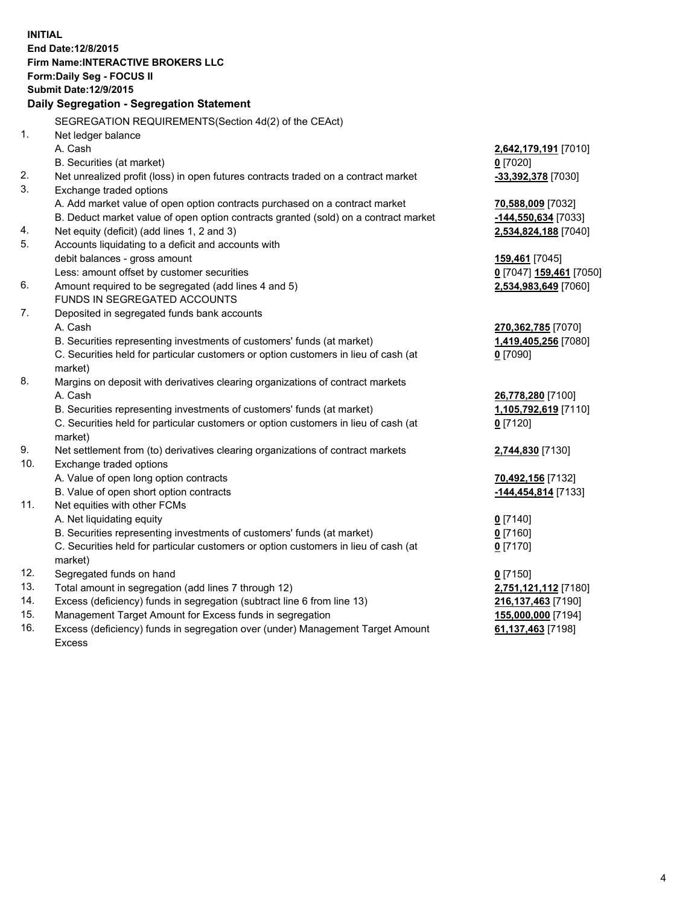**INITIAL**
**End Date:12/8/2015**
**Firm Name:INTERACTIVE BROKERS LLC**
**Form:Daily Seg - FOCUS II**
**Submit Date:12/9/2015**

**Daily Segregation - Segregation Statement**

SEGREGATION REQUIREMENTS(Section 4d(2) of the CEAct)

| | | |
|---|---|---|
| 1. | Net ledger balance | |
| | A. Cash | **2,642,179,191** [7010] |
| | B. Securities (at market) | **0** [7020] |
| 2. | Net unrealized profit (loss) in open futures contracts traded on a contract market | **-33,392,378** [7030] |
| 3. | Exchange traded options | |
| | A. Add market value of open option contracts purchased on a contract market | **70,588,009** [7032] |
| | B. Deduct market value of open option contracts granted (sold) on a contract market | **-144,550,634** [7033] |
| 4. | Net equity (deficit) (add lines 1, 2 and 3) | **2,534,824,188** [7040] |
| 5. | Accounts liquidating to a deficit and accounts with debit balances - gross amount | **159,461** [7045] |
| | Less: amount offset by customer securities | **0** [7047] **159,461** [7050] |
| 6. | Amount required to be segregated (add lines 4 and 5) | **2,534,983,649** [7060] |
| | FUNDS IN SEGREGATED ACCOUNTS | |
| 7. | Deposited in segregated funds bank accounts | |
| | A. Cash | **270,362,785** [7070] |
| | B. Securities representing investments of customers' funds (at market) | **1,419,405,256** [7080] |
| | C. Securities held for particular customers or option customers in lieu of cash (at market) | **0** [7090] |
| 8. | Margins on deposit with derivatives clearing organizations of contract markets | |
| | A. Cash | **26,778,280** [7100] |
| | B. Securities representing investments of customers' funds (at market) | **1,105,792,619** [7110] |
| | C. Securities held for particular customers or option customers in lieu of cash (at market) | **0** [7120] |
| 9. | Net settlement from (to) derivatives clearing organizations of contract markets | **2,744,830** [7130] |
| 10. | Exchange traded options | |
| | A. Value of open long option contracts | **70,492,156** [7132] |
| | B. Value of open short option contracts | **-144,454,814** [7133] |
| 11. | Net equities with other FCMs | |
| | A. Net liquidating equity | **0** [7140] |
| | B. Securities representing investments of customers' funds (at market) | **0** [7160] |
| | C. Securities held for particular customers or option customers in lieu of cash (at market) | **0** [7170] |
| 12. | Segregated funds on hand | **0** [7150] |
| 13. | Total amount in segregation (add lines 7 through 12) | **2,751,121,112** [7180] |
| 14. | Excess (deficiency) funds in segregation (subtract line 6 from line 13) | **216,137,463** [7190] |
| 15. | Management Target Amount for Excess funds in segregation | **155,000,000** [7194] |
| 16. | Excess (deficiency) funds in segregation over (under) Management Target Amount Excess | **61,137,463** [7198] |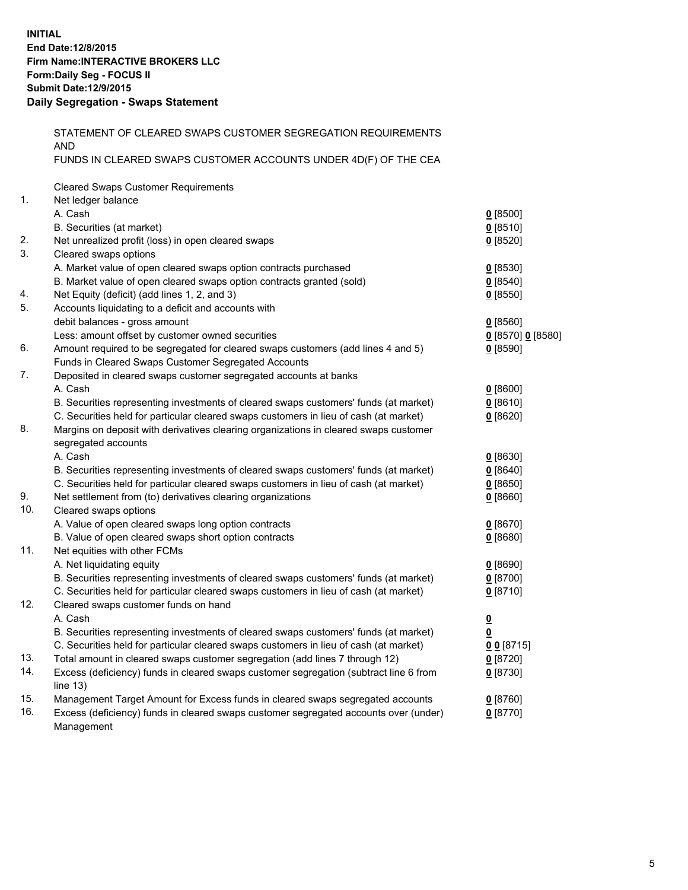**INITIAL**
**End Date:12/8/2015**
**Firm Name:INTERACTIVE BROKERS LLC**
**Form:Daily Seg - FOCUS II**
**Submit Date:12/9/2015**
**Daily Segregation - Swaps Statement**

STATEMENT OF CLEARED SWAPS CUSTOMER SEGREGATION REQUIREMENTS AND FUNDS IN CLEARED SWAPS CUSTOMER ACCOUNTS UNDER 4D(F) OF THE CEA

| | | |
|---|---|---|
| | Cleared Swaps Customer Requirements | |
| 1. | Net ledger balance | |
| | A. Cash | 0 [8500] |
| | B. Securities (at market) | 0 [8510] |
| 2. | Net unrealized profit (loss) in open cleared swaps | 0 [8520] |
| 3. | Cleared swaps options | |
| | A. Market value of open cleared swaps option contracts purchased | 0 [8530] |
| | B. Market value of open cleared swaps option contracts granted (sold) | 0 [8540] |
| 4. | Net Equity (deficit) (add lines 1, 2, and 3) | 0 [8550] |
| 5. | Accounts liquidating to a deficit and accounts with debit balances - gross amount | 0 [8560] |
| | Less: amount offset by customer owned securities | 0 [8570] 0 [8580] |
| 6. | Amount required to be segregated for cleared swaps customers (add lines 4 and 5) | 0 [8590] |
| | Funds in Cleared Swaps Customer Segregated Accounts | |
| 7. | Deposited in cleared swaps customer segregated accounts at banks | |
| | A. Cash | 0 [8600] |
| | B. Securities representing investments of cleared swaps customers' funds (at market) | 0 [8610] |
| | C. Securities held for particular cleared swaps customers in lieu of cash (at market) | 0 [8620] |
| 8. | Margins on deposit with derivatives clearing organizations in cleared swaps customer segregated accounts | |
| | A. Cash | 0 [8630] |
| | B. Securities representing investments of cleared swaps customers' funds (at market) | 0 [8640] |
| | C. Securities held for particular cleared swaps customers in lieu of cash (at market) | 0 [8650] |
| 9. | Net settlement from (to) derivatives clearing organizations | 0 [8660] |
| 10. | Cleared swaps options | |
| | A. Value of open cleared swaps long option contracts | 0 [8670] |
| | B. Value of open cleared swaps short option contracts | 0 [8680] |
| 11. | Net equities with other FCMs | |
| | A. Net liquidating equity | 0 [8690] |
| | B. Securities representing investments of cleared swaps customers' funds (at market) | 0 [8700] |
| | C. Securities held for particular cleared swaps customers in lieu of cash (at market) | 0 [8710] |
| 12. | Cleared swaps customer funds on hand | |
| | A. Cash | 0 |
| | B. Securities representing investments of cleared swaps customers' funds (at market) | 0 |
| | C. Securities held for particular cleared swaps customers in lieu of cash (at market) | 0 0 [8715] |
| 13. | Total amount in cleared swaps customer segregation (add lines 7 through 12) | 0 [8720] |
| 14. | Excess (deficiency) funds in cleared swaps customer segregation (subtract line 6 from line 13) | 0 [8730] |
| 15. | Management Target Amount for Excess funds in cleared swaps segregated accounts | 0 [8760] |
| 16. | Excess (deficiency) funds in cleared swaps customer segregated accounts over (under) Management | 0 [8770] |